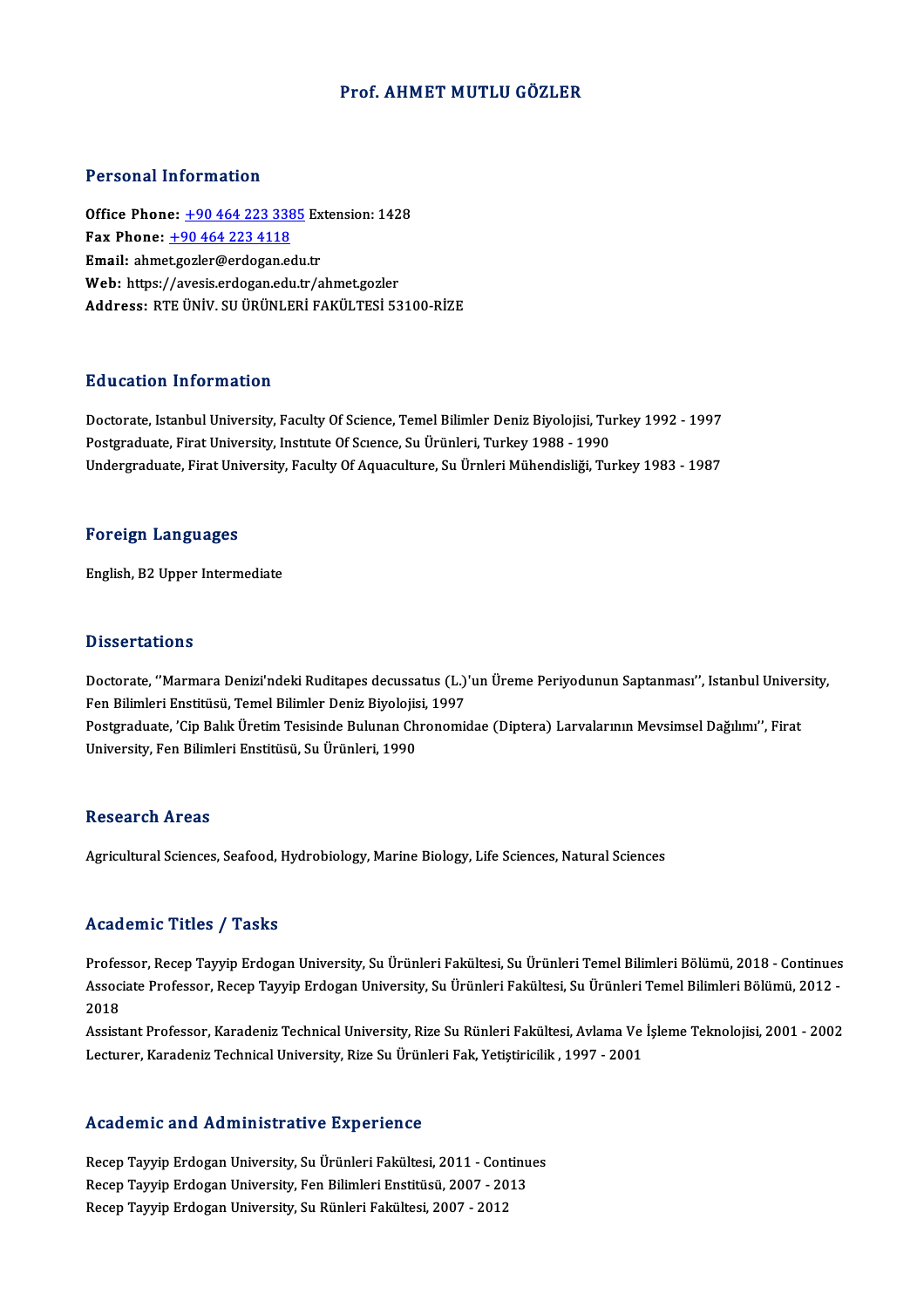# Prof. AHMET MUTLU GÖZLER

## Personal Information

**Office Phone:** +90 464 223 3385 Extension: 1428
**Fax Phone:** +90 464 223 4118
**Email:** ahmet.gozler@erdogan.edu.tr
**Web:** https://avesis.erdogan.edu.tr/ahmet.gozler
**Address:** RTE ÜNİV. SU ÜRÜNLERİ FAKÜLTESİ 53100-RİZE

## Education Information

Doctorate, Istanbul University, Faculty Of Science, Temel Bilimler Deniz Biyolojisi, Turkey 1992 - 1997
Postgraduate, Firat University, Instıtute Of Scıence, Su Ürünleri, Turkey 1988 - 1990
Undergraduate, Firat University, Faculty Of Aquaculture, Su Ürnleri Mühendisliği, Turkey 1983 - 1987

## Foreign Languages

English, B2 Upper Intermediate

## Dissertations

Doctorate, ''Marmara Denizi'ndeki Ruditapes decussatus (L.)'un Üreme Periyodunun Saptanması'', Istanbul University, Fen Bilimleri Enstitüsü, Temel Bilimler Deniz Biyolojisi, 1997
Postgraduate, 'Cip Balık Üretim Tesisinde Bulunan Chronomidae (Diptera) Larvalarının Mevsimsel Dağılımı'', Firat University, Fen Bilimleri Enstitüsü, Su Ürünleri, 1990

## Research Areas

Agricultural Sciences, Seafood, Hydrobiology, Marine Biology, Life Sciences, Natural Sciences

## Academic Titles / Tasks

Professor, Recep Tayyip Erdogan University, Su Ürünleri Fakültesi, Su Ürünleri Temel Bilimleri Bölümü, 2018 - Continues
Associate Professor, Recep Tayyip Erdogan University, Su Ürünleri Fakültesi, Su Ürünleri Temel Bilimleri Bölümü, 2012 - 2018
Assistant Professor, Karadeniz Technical University, Rize Su Rünleri Fakültesi, Avlama Ve İşleme Teknolojisi, 2001 - 2002
Lecturer, Karadeniz Technical University, Rize Su Ürünleri Fak, Yetiştiricilik , 1997 - 2001

## Academic and Administrative Experience

Recep Tayyip Erdogan University, Su Ürünleri Fakültesi, 2011 - Continues
Recep Tayyip Erdogan University, Fen Bilimleri Enstitüsü, 2007 - 2013
Recep Tayyip Erdogan University, Su Rünleri Fakültesi, 2007 - 2012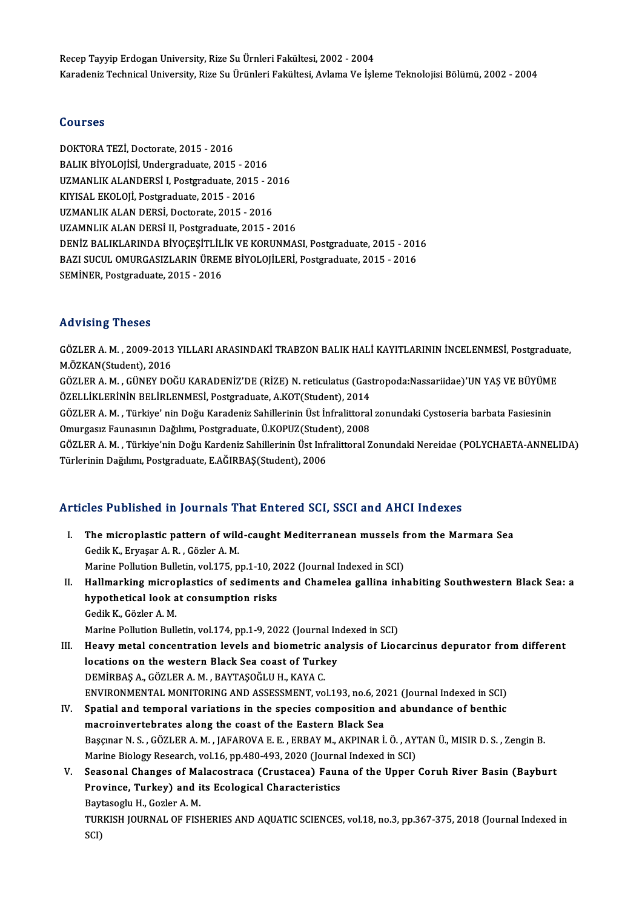Recep Tayyip Erdogan University, Rize Su Ürnleri Fakültesi, 2002 - 2004
Karadeniz Technical University, Rize Su Ürünleri Fakültesi, Avlama Ve İşleme Teknolojisi Bölümü, 2002 - 2004

## Courses

DOKTORA TEZİ, Doctorate, 2015 - 2016
BALIK BİYOLOJİSİ, Undergraduate, 2015 - 2016
UZMANLIK ALANDERSİ I, Postgraduate, 2015 - 2016
KIYISAL EKOLOJİ, Postgraduate, 2015 - 2016
UZMANLIK ALAN DERSİ, Doctorate, 2015 - 2016
UZAMNLIK ALAN DERSİ II, Postgraduate, 2015 - 2016
DENİZ BALIKLARINDA BİYOÇEŞİTLİLİK VE KORUNMASI, Postgraduate, 2015 - 2016
BAZI SUCUL OMURGASIZLARIN ÜREME BİYOLOJİLERİ, Postgraduate, 2015 - 2016
SEMİNER, Postgraduate, 2015 - 2016

## Advising Theses

GÖZLER A. M. , 2009-2013 YILLARI ARASINDAKİ TRABZON BALIK HALİ KAYITLARININ İNCELENMESİ, Postgraduate, M.ÖZKAN(Student), 2016
GÖZLER A. M. , GÜNEY DOĞU KARADENİZ'DE (RİZE) N. reticulatus (Gastropoda:Nassariidae)'UN YAŞ VE BÜYÜME ÖZELLİKLERİNİN BELİRLENMESİ, Postgraduate, A.KOT(Student), 2014
GÖZLER A. M. , Türkiye' nin Doğu Karadeniz Sahillerinin Üst İnfralittoral zonundaki Cystoseria barbata Fasiesinin Omurgasız Faunasının Dağılımı, Postgraduate, Ü.KOPUZ(Student), 2008
GÖZLER A. M. , Türkiye'nin Doğu Kardeniz Sahillerinin Üst Infralittoral Zonundaki Nereidae (POLYCHAETA-ANNELIDA) Türlerinin Dağılımı, Postgraduate, E.AĞIRBAŞ(Student), 2006

## Articles Published in Journals That Entered SCI, SSCI and AHCI Indexes

I. **The microplastic pattern of wild-caught Mediterranean mussels from the Marmara Sea**
Gedik K., Eryaşar A. R. , Gözler A. M.
Marine Pollution Bulletin, vol.175, pp.1-10, 2022 (Journal Indexed in SCI)

II. **Hallmarking microplastics of sediments and Chamelea gallina inhabiting Southwestern Black Sea: a hypothetical look at consumption risks**
Gedik K., Gözler A. M.
Marine Pollution Bulletin, vol.174, pp.1-9, 2022 (Journal Indexed in SCI)

III. **Heavy metal concentration levels and biometric analysis of Liocarcinus depurator from different locations on the western Black Sea coast of Turkey**
DEMİRBAŞ A., GÖZLER A. M. , BAYTAŞOĞLU H., KAYA C.
ENVIRONMENTAL MONITORING AND ASSESSMENT, vol.193, no.6, 2021 (Journal Indexed in SCI)

IV. **Spatial and temporal variations in the species composition and abundance of benthic macroinvertebrates along the coast of the Eastern Black Sea**
Başçınar N. S. , GÖZLER A. M. , JAFAROVA E. E. , ERBAY M., AKPINAR İ. Ö. , AYTAN Ü., MISIR D. S. , Zengin B.
Marine Biology Research, vol.16, pp.480-493, 2020 (Journal Indexed in SCI)

V. **Seasonal Changes of Malacostraca (Crustacea) Fauna of the Upper Coruh River Basin (Bayburt Province, Turkey) and its Ecological Characteristics**
Baytasoglu H., Gozler A. M.
TURKISH JOURNAL OF FISHERIES AND AQUATIC SCIENCES, vol.18, no.3, pp.367-375, 2018 (Journal Indexed in SCI)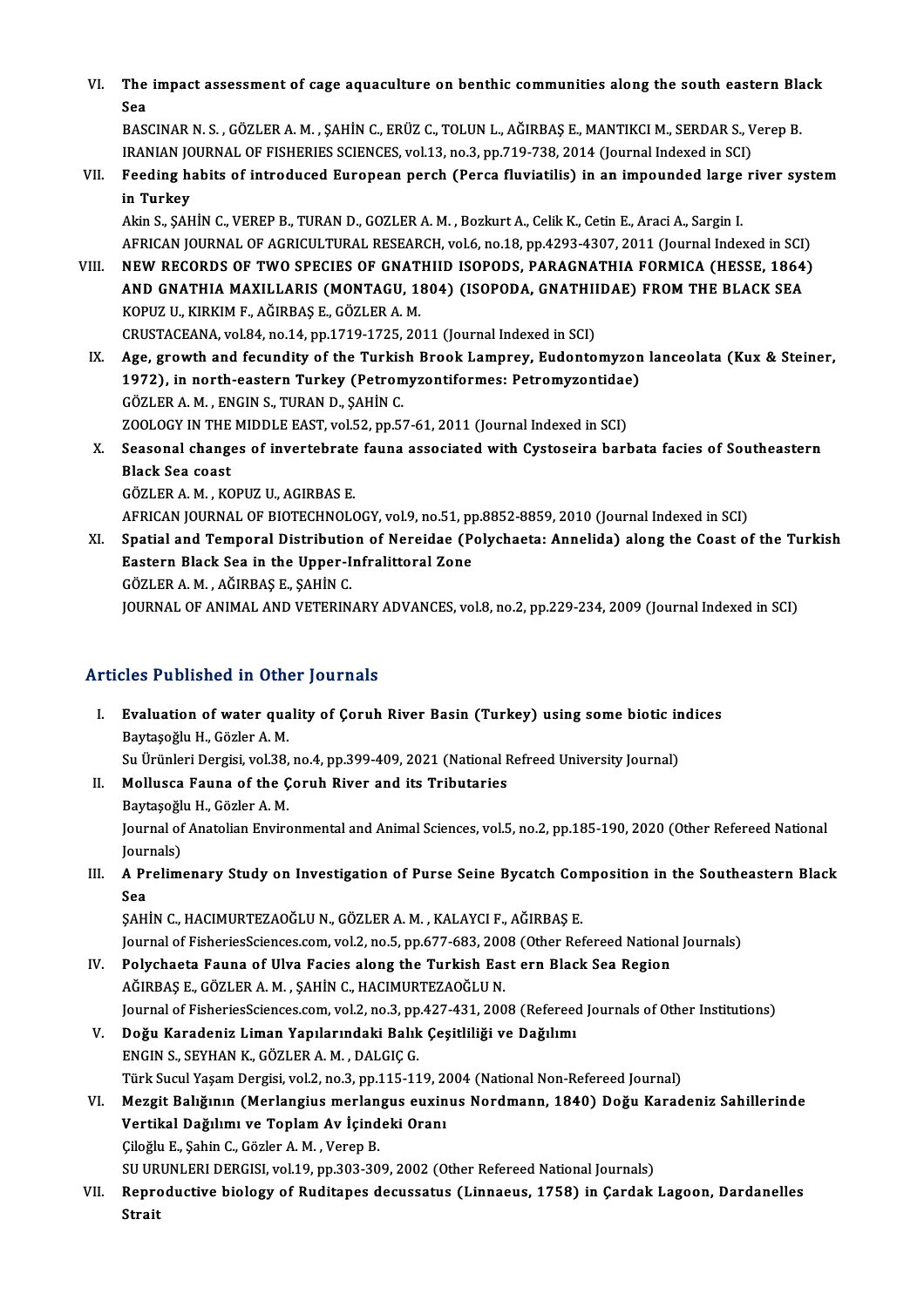VI. **The impact assessment of cage aquaculture on benthic communities along the south eastern Black Sea**
BASCINAR N. S. , GÖZLER A. M. , ŞAHİN C., ERÜZ C., TOLUN L., AĞIRBAŞ E., MANTIKCI M., SERDAR S., Verep B.
IRANIAN JOURNAL OF FISHERIES SCIENCES, vol.13, no.3, pp.719-738, 2014 (Journal Indexed in SCI)

VII. **Feeding habits of introduced European perch (Perca fluviatilis) in an impounded large river system in Turkey**
Akin S., ŞAHİN C., VEREP B., TURAN D., GOZLER A. M. , Bozkurt A., Celik K., Cetin E., Araci A., Sargin I.
AFRICAN JOURNAL OF AGRICULTURAL RESEARCH, vol.6, no.18, pp.4293-4307, 2011 (Journal Indexed in SCI)

VIII. **NEW RECORDS OF TWO SPECIES OF GNATHIID ISOPODS, PARAGNATHIA FORMICA (HESSE, 1864) AND GNATHIA MAXILLARIS (MONTAGU, 1804) (ISOPODA, GNATHIIDAE) FROM THE BLACK SEA**
KOPUZ U., KIRKIM F., AĞIRBAŞ E., GÖZLER A. M.
CRUSTACEANA, vol.84, no.14, pp.1719-1725, 2011 (Journal Indexed in SCI)

IX. **Age, growth and fecundity of the Turkish Brook Lamprey, Eudontomyzon lanceolata (Kux & Steiner, 1972), in north-eastern Turkey (Petromyzontiformes: Petromyzontidae)**
GÖZLER A. M. , ENGIN S., TURAN D., ŞAHİN C.
ZOOLOGY IN THE MIDDLE EAST, vol.52, pp.57-61, 2011 (Journal Indexed in SCI)

X. **Seasonal changes of invertebrate fauna associated with Cystoseira barbata facies of Southeastern Black Sea coast**
GÖZLER A. M. , KOPUZ U., AGIRBAS E.
AFRICAN JOURNAL OF BIOTECHNOLOGY, vol.9, no.51, pp.8852-8859, 2010 (Journal Indexed in SCI)

XI. **Spatial and Temporal Distribution of Nereidae (Polychaeta: Annelida) along the Coast of the Turkish Eastern Black Sea in the Upper-Infralittoral Zone**
GÖZLER A. M. , AĞIRBAŞ E., ŞAHİN C.
JOURNAL OF ANIMAL AND VETERINARY ADVANCES, vol.8, no.2, pp.229-234, 2009 (Journal Indexed in SCI)

## Articles Published in Other Journals

I. **Evaluation of water quality of Çoruh River Basin (Turkey) using some biotic indices**
Baytaşoğlu H., Gözler A. M.
Su Ürünleri Dergisi, vol.38, no.4, pp.399-409, 2021 (National Refreed University Journal)

II. **Mollusca Fauna of the Çoruh River and its Tributaries**
Baytaşoğlu H., Gözler A. M.
Journal of Anatolian Environmental and Animal Sciences, vol.5, no.2, pp.185-190, 2020 (Other Refereed National Journals)

III. **A Prelimenary Study on Investigation of Purse Seine Bycatch Composition in the Southeastern Black Sea**
ŞAHİN C., HACIMURTEZAOĞLU N., GÖZLER A. M. , KALAYCI F., AĞIRBAŞ E.
Journal of FisheriesSciences.com, vol.2, no.5, pp.677-683, 2008 (Other Refereed National Journals)

IV. **Polychaeta Fauna of Ulva Facies along the Turkish East ern Black Sea Region**
AĞIRBAŞ E., GÖZLER A. M. , ŞAHİN C., HACIMURTEZAOĞLU N.
Journal of FisheriesSciences.com, vol.2, no.3, pp.427-431, 2008 (Refereed Journals of Other Institutions)

V. **Doğu Karadeniz Liman Yapılarındaki Balık Çeşitliliği ve Dağılımı**
ENGIN S., SEYHAN K., GÖZLER A. M. , DALGIÇ G.
Türk Sucul Yaşam Dergisi, vol.2, no.3, pp.115-119, 2004 (National Non-Refereed Journal)

VI. **Mezgit Balığının (Merlangius merlangus euxinus Nordmann, 1840) Doğu Karadeniz Sahillerinde Vertikal Dağılımı ve Toplam Av İçindeki Oranı**
Çiloğlu E., Şahin C., Gözler A. M. , Verep B.
SU URUNLERI DERGISI, vol.19, pp.303-309, 2002 (Other Refereed National Journals)

VII. **Reproductive biology of Ruditapes decussatus (Linnaeus, 1758) in Çardak Lagoon, Dardanelles Strait**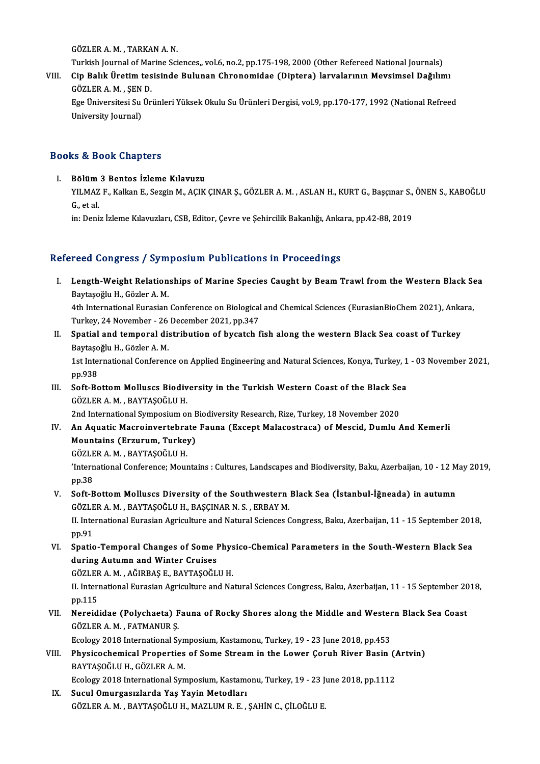GÖZLER A. M. , TARKAN A. N.
Turkish Journal of Marine Sciences,, vol.6, no.2, pp.175-198, 2000 (Other Refereed National Journals)

VIII. **Cip Balık Üretim tesisinde Bulunan Chronomidae (Diptera) larvalarının Mevsimsel Dağılımı**
GÖZLER A. M. , ŞEN D.
Ege Üniversitesi Su Ürünleri Yüksek Okulu Su Ürünleri Dergisi, vol.9, pp.170-177, 1992 (National Refreed University Journal)

## Books & Book Chapters

I. **Bölüm 3 Bentos İzleme Kılavuzu**
YILMAZ F., Kalkan E., Sezgin M., AÇIK ÇINAR Ş., GÖZLER A. M. , ASLAN H., KURT G., Başçınar S., ÖNEN S., KABOĞLU G., et al.
in: Deniz İzleme Kılavuzları, CSB, Editor, Çevre ve Şehircilik Bakanlığı, Ankara, pp.42-88, 2019

## Refereed Congress / Symposium Publications in Proceedings

I. **Length-Weight Relationships of Marine Species Caught by Beam Trawl from the Western Black Sea**
Baytaşoğlu H., Gözler A. M.
4th International Eurasian Conference on Biological and Chemical Sciences (EurasianBioChem 2021), Ankara, Turkey, 24 November - 26 December 2021, pp.347

II. **Spatial and temporal distribution of bycatch fish along the western Black Sea coast of Turkey**
Baytaşoğlu H., Gözler A. M.
1st International Conference on Applied Engineering and Natural Sciences, Konya, Turkey, 1 - 03 November 2021, pp.938

III. **Soft-Bottom Molluscs Biodiversity in the Turkish Western Coast of the Black Sea**
GÖZLER A. M. , BAYTAŞOĞLU H.
2nd International Symposium on Biodiversity Research, Rize, Turkey, 18 November 2020

IV. **An Aquatic Macroinvertebrate Fauna (Except Malacostraca) of Mescid, Dumlu And Kemerli Mountains (Erzurum, Turkey)**
GÖZLER A. M. , BAYTAŞOĞLU H.
'International Conference; Mountains : Cultures, Landscapes and Biodiversity, Baku, Azerbaijan, 10 - 12 May 2019, pp.38

V. **Soft-Bottom Molluscs Diversity of the Southwestern Black Sea (İstanbul-İğneada) in autumn**
GÖZLER A. M. , BAYTAŞOĞLU H., BAŞÇINAR N. S. , ERBAY M.
II. International Eurasian Agriculture and Natural Sciences Congress, Baku, Azerbaijan, 11 - 15 September 2018, pp.91

VI. **Spatio-Temporal Changes of Some Physico-Chemical Parameters in the South-Western Black Sea during Autumn and Winter Cruises**
GÖZLER A. M. , AĞIRBAŞ E., BAYTAŞOĞLU H.
II. International Eurasian Agriculture and Natural Sciences Congress, Baku, Azerbaijan, 11 - 15 September 2018, pp.115

VII. **Nereididae (Polychaeta) Fauna of Rocky Shores along the Middle and Western Black Sea Coast**
GÖZLER A. M. , FATMANUR Ş.
Ecology 2018 International Symposium, Kastamonu, Turkey, 19 - 23 June 2018, pp.453

VIII. **Physicochemical Properties of Some Stream in the Lower Çoruh River Basin (Artvin)**
BAYTAŞOĞLU H., GÖZLER A. M.
Ecology 2018 International Symposium, Kastamonu, Turkey, 19 - 23 June 2018, pp.1112

IX. **Sucul Omurgasızlarda Yaş Yayin Metodları**
GÖZLER A. M. , BAYTAŞOĞLU H., MAZLUM R. E. , ŞAHİN C., ÇİLOĞLU E.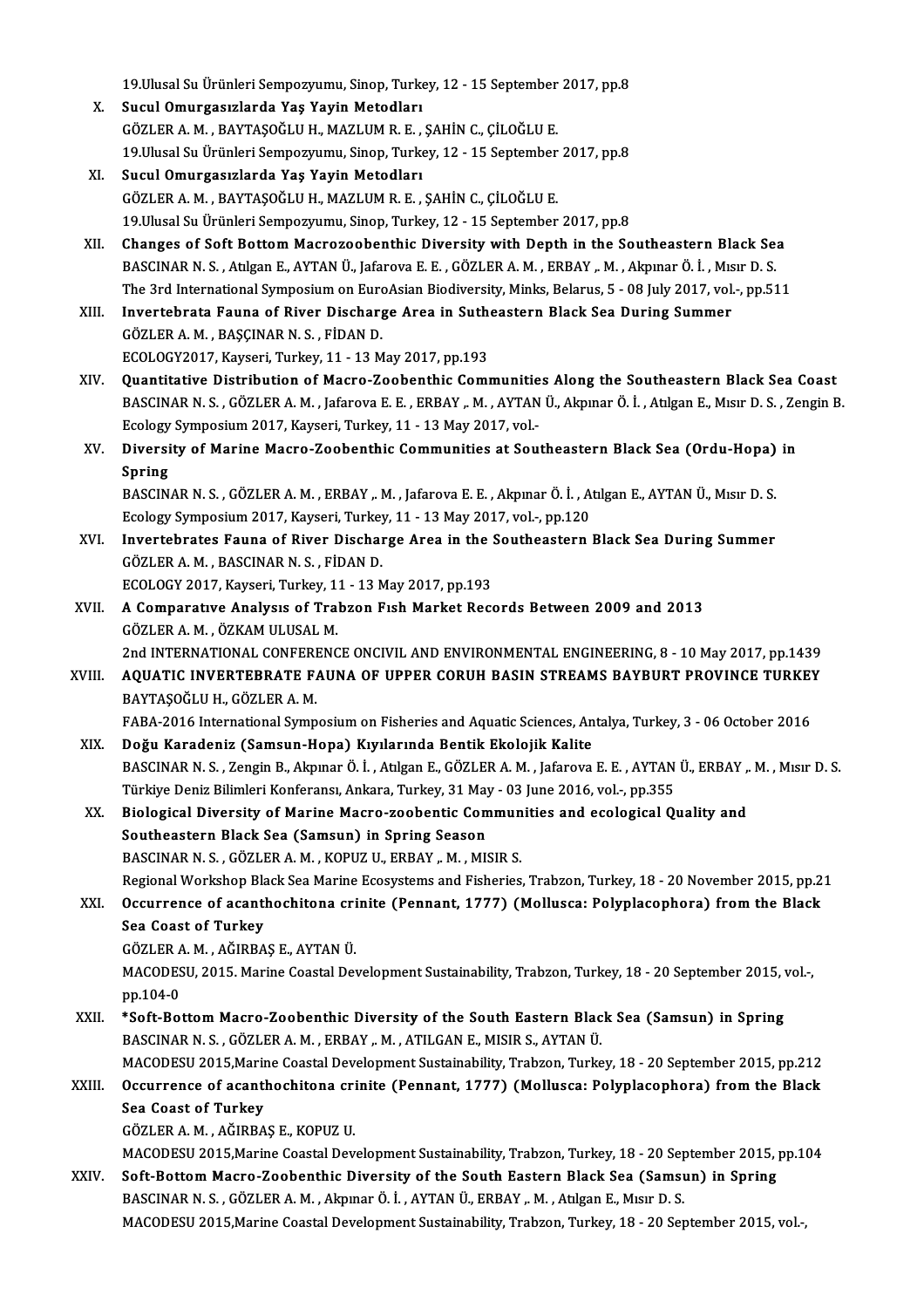19.Ulusal Su Ürünleri Sempozyumu, Sinop, Turkey, 12 - 15 September 2017, pp.8

X. **Sucul Omurgasızlarda Yaş Yayin Metodları**
GÖZLER A. M. , BAYTAŞOĞLU H., MAZLUM R. E. , ŞAHİN C., ÇİLOĞLU E.
19.Ulusal Su Ürünleri Sempozyumu, Sinop, Turkey, 12 - 15 September 2017, pp.8

XI. **Sucul Omurgasızlarda Yaş Yayin Metodları**
GÖZLER A. M. , BAYTAŞOĞLU H., MAZLUM R. E. , ŞAHİN C., ÇİLOĞLU E.
19.Ulusal Su Ürünleri Sempozyumu, Sinop, Turkey, 12 - 15 September 2017, pp.8

XII. **Changes of Soft Bottom Macrozoobenthic Diversity with Depth in the Southeastern Black Sea**
BASCINAR N. S. , Atılgan E., AYTAN Ü., Jafarova E. E. , GÖZLER A. M. , ERBAY ,. M. , Akpınar Ö. İ. , Mısır D. S.
The 3rd International Symposium on EuroAsian Biodiversity, Minks, Belarus, 5 - 08 July 2017, vol.-, pp.511

XIII. **Invertebrata Fauna of River Discharge Area in Sutheastern Black Sea During Summer**
GÖZLER A. M. , BAŞÇINAR N. S. , FİDAN D.
ECOLOGY2017, Kayseri, Turkey, 11 - 13 May 2017, pp.193

XIV. **Quantitative Distribution of Macro-Zoobenthic Communities Along the Southeastern Black Sea Coast**
BASCINAR N. S. , GÖZLER A. M. , Jafarova E. E. , ERBAY ,. M. , AYTAN Ü., Akpınar Ö. İ. , Atılgan E., Mısır D. S. , Zengin B.
Ecology Symposium 2017, Kayseri, Turkey, 11 - 13 May 2017, vol.-

XV. **Diversity of Marine Macro-Zoobenthic Communities at Southeastern Black Sea (Ordu-Hopa) in Spring**
BASCINAR N. S. , GÖZLER A. M. , ERBAY ,. M. , Jafarova E. E. , Akpınar Ö. İ. , Atılgan E., AYTAN Ü., Mısır D. S.
Ecology Symposium 2017, Kayseri, Turkey, 11 - 13 May 2017, vol.-, pp.120

XVI. **Invertebrates Fauna of River Discharge Area in the Southeastern Black Sea During Summer**
GÖZLER A. M. , BASCINAR N. S. , FİDAN D.
ECOLOGY 2017, Kayseri, Turkey, 11 - 13 May 2017, pp.193

XVII. **A Comparatıve Analysıs of Trabzon Fısh Market Records Between 2009 and 2013**
GÖZLER A. M. , ÖZKAM ULUSAL M.
2nd INTERNATIONAL CONFERENCE ONCIVIL AND ENVIRONMENTAL ENGINEERING, 8 - 10 May 2017, pp.1439

XVIII. **AQUATIC INVERTEBRATE FAUNA OF UPPER CORUH BASIN STREAMS BAYBURT PROVINCE TURKEY**
BAYTAŞOĞLU H., GÖZLER A. M.
FABA-2016 International Symposium on Fisheries and Aquatic Sciences, Antalya, Turkey, 3 - 06 October 2016

XIX. **Doğu Karadeniz (Samsun-Hopa) Kıyılarında Bentik Ekolojik Kalite**
BASCINAR N. S. , Zengin B., Akpınar Ö. İ. , Atılgan E., GÖZLER A. M. , Jafarova E. E. , AYTAN Ü., ERBAY ,. M. , Mısır D. S.
Türkiye Deniz Bilimleri Konferansı, Ankara, Turkey, 31 May - 03 June 2016, vol.-, pp.355

XX. **Biological Diversity of Marine Macro-zoobentic Communities and ecological Quality and Southeastern Black Sea (Samsun) in Spring Season**
BASCINAR N. S. , GÖZLER A. M. , KOPUZ U., ERBAY ,. M. , MISIR S.
Regional Workshop Black Sea Marine Ecosystems and Fisheries, Trabzon, Turkey, 18 - 20 November 2015, pp.21

XXI. **Occurrence of acanthochitona crinite (Pennant, 1777) (Mollusca: Polyplacophora) from the Black Sea Coast of Turkey**
GÖZLER A. M. , AĞIRBAŞ E., AYTAN Ü.
MACODESU, 2015. Marine Coastal Development Sustainability, Trabzon, Turkey, 18 - 20 September 2015, vol.-, pp.104-0

XXII. ***Soft-Bottom Macro-Zoobenthic Diversity of the South Eastern Black Sea (Samsun) in Spring**
BASCINAR N. S. , GÖZLER A. M. , ERBAY ,. M. , ATILGAN E., MISIR S., AYTAN Ü.
MACODESU 2015,Marine Coastal Development Sustainability, Trabzon, Turkey, 18 - 20 September 2015, pp.212

XXIII. **Occurrence of acanthochitona crinite (Pennant, 1777) (Mollusca: Polyplacophora) from the Black Sea Coast of Turkey**
GÖZLER A. M. , AĞIRBAŞ E., KOPUZ U.
MACODESU 2015,Marine Coastal Development Sustainability, Trabzon, Turkey, 18 - 20 September 2015, pp.104

XXIV. **Soft-Bottom Macro-Zoobenthic Diversity of the South Eastern Black Sea (Samsun) in Spring**
BASCINAR N. S. , GÖZLER A. M. , Akpınar Ö. İ. , AYTAN Ü., ERBAY ,. M. , Atılgan E., Mısır D. S.
MACODESU 2015,Marine Coastal Development Sustainability, Trabzon, Turkey, 18 - 20 September 2015, vol.-,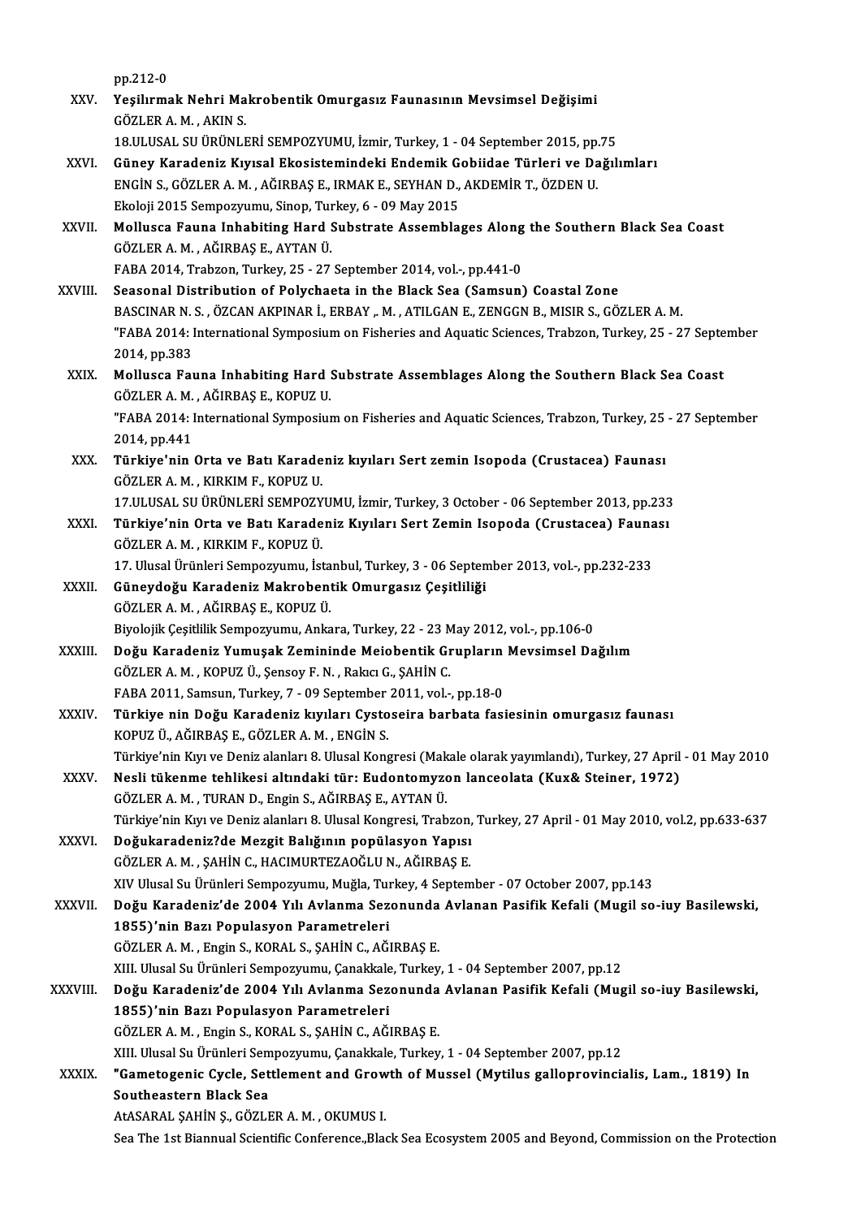pp.212-0

XXV. **Yeşilırmak Nehri Makrobentik Omurgasız Faunasının Mevsimsel Değişimi**
GÖZLER A. M. , AKIN S.
18.ULUSAL SU ÜRÜNLERİ SEMPOZYUMU, İzmir, Turkey, 1 - 04 September 2015, pp.75

XXVI. **Güney Karadeniz Kıyısal Ekosistemindeki Endemik Gobiidae Türleri ve Dağılımları**
ENGİN S., GÖZLER A. M. , AĞIRBAŞ E., IRMAK E., SEYHAN D., AKDEMİR T., ÖZDEN U.
Ekoloji 2015 Sempozyumu, Sinop, Turkey, 6 - 09 May 2015

XXVII. **Mollusca Fauna Inhabiting Hard Substrate Assemblages Along the Southern Black Sea Coast**
GÖZLER A. M. , AĞIRBAŞ E., AYTAN Ü.
FABA 2014, Trabzon, Turkey, 25 - 27 September 2014, vol.-, pp.441-0

XXVIII. **Seasonal Distribution of Polychaeta in the Black Sea (Samsun) Coastal Zone**
BASCINAR N. S. , ÖZCAN AKPINAR İ., ERBAY ,. M. , ATILGAN E., ZENGGN B., MISIR S., GÖZLER A. M.
"FABA 2014: International Symposium on Fisheries and Aquatic Sciences, Trabzon, Turkey, 25 - 27 September 2014, pp.383

XXIX. **Mollusca Fauna Inhabiting Hard Substrate Assemblages Along the Southern Black Sea Coast**
GÖZLER A. M. , AĞIRBAŞ E., KOPUZ U.
"FABA 2014: International Symposium on Fisheries and Aquatic Sciences, Trabzon, Turkey, 25 - 27 September 2014, pp.441

XXX. **Türkiye'nin Orta ve Batı Karadeniz kıyıları Sert zemin Isopoda (Crustacea) Faunası**
GÖZLER A. M. , KIRKIM F., KOPUZ U.
17.ULUSAL SU ÜRÜNLERİ SEMPOZYUMU, İzmir, Turkey, 3 October - 06 September 2013, pp.233

XXXI. **Türkiye'nin Orta ve Batı Karadeniz Kıyıları Sert Zemin Isopoda (Crustacea) Faunası**
GÖZLER A. M. , KIRKIM F., KOPUZ Ü.
17. Ulusal Ürünleri Sempozyumu, İstanbul, Turkey, 3 - 06 September 2013, vol.-, pp.232-233

XXXII. **Güneydoğu Karadeniz Makrobentik Omurgasız Çeşitliliği**
GÖZLER A. M. , AĞIRBAŞ E., KOPUZ Ü.
Biyolojik Çeşitlilik Sempozyumu, Ankara, Turkey, 22 - 23 May 2012, vol.-, pp.106-0

XXXIII. **Doğu Karadeniz Yumuşak Zemininde Meiobentik Grupların Mevsimsel Dağılım**
GÖZLER A. M. , KOPUZ Ü., Şensoy F. N. , Rakıcı G., ŞAHİN C.
FABA 2011, Samsun, Turkey, 7 - 09 September 2011, vol.-, pp.18-0

XXXIV. **Türkiye nin Doğu Karadeniz kıyıları Cystoseira barbata fasiesinin omurgasız faunası**
KOPUZ Ü., AĞIRBAŞ E., GÖZLER A. M. , ENGİN S.
Türkiye'nin Kıyı ve Deniz alanları 8. Ulusal Kongresi (Makale olarak yayımlandı), Turkey, 27 April - 01 May 2010

XXXV. **Nesli tükenme tehlikesi altındaki tür: Eudontomyzon lanceolata (Kux& Steiner, 1972)**
GÖZLER A. M. , TURAN D., Engin S., AĞIRBAŞ E., AYTAN Ü.
Türkiye'nin Kıyı ve Deniz alanları 8. Ulusal Kongresi, Trabzon, Turkey, 27 April - 01 May 2010, vol.2, pp.633-637

XXXVI. **Doğukaradeniz?de Mezgit Balığının popülasyon Yapısı**
GÖZLER A. M. , ŞAHİN C., HACIMURTEZAOĞLU N., AĞIRBAŞ E.
XIV Ulusal Su Ürünleri Sempozyumu, Muğla, Turkey, 4 September - 07 October 2007, pp.143

XXXVII. **Doğu Karadeniz'de 2004 Yılı Avlanma Sezonunda Avlanan Pasifik Kefali (Mugil so-iuy Basilewski, 1855)'nin Bazı Populasyon Parametreleri**
GÖZLER A. M. , Engin S., KORAL S., ŞAHİN C., AĞIRBAŞ E.
XIII. Ulusal Su Ürünleri Sempozyumu, Çanakkale, Turkey, 1 - 04 September 2007, pp.12

XXXVIII. **Doğu Karadeniz'de 2004 Yılı Avlanma Sezonunda Avlanan Pasifik Kefali (Mugil so-iuy Basilewski, 1855)'nin Bazı Populasyon Parametreleri**
GÖZLER A. M. , Engin S., KORAL S., ŞAHİN C., AĞIRBAŞ E.
XIII. Ulusal Su Ürünleri Sempozyumu, Çanakkale, Turkey, 1 - 04 September 2007, pp.12

XXXIX. **"Gametogenic Cycle, Settlement and Growth of Mussel (Mytilus galloprovincialis, Lam., 1819) In Southeastern Black Sea**
AtASARAL ŞAHİN Ş., GÖZLER A. M. , OKUMUS I.
Sea The 1st Biannual Scientific Conference.,Black Sea Ecosystem 2005 and Beyond, Commission on the Protection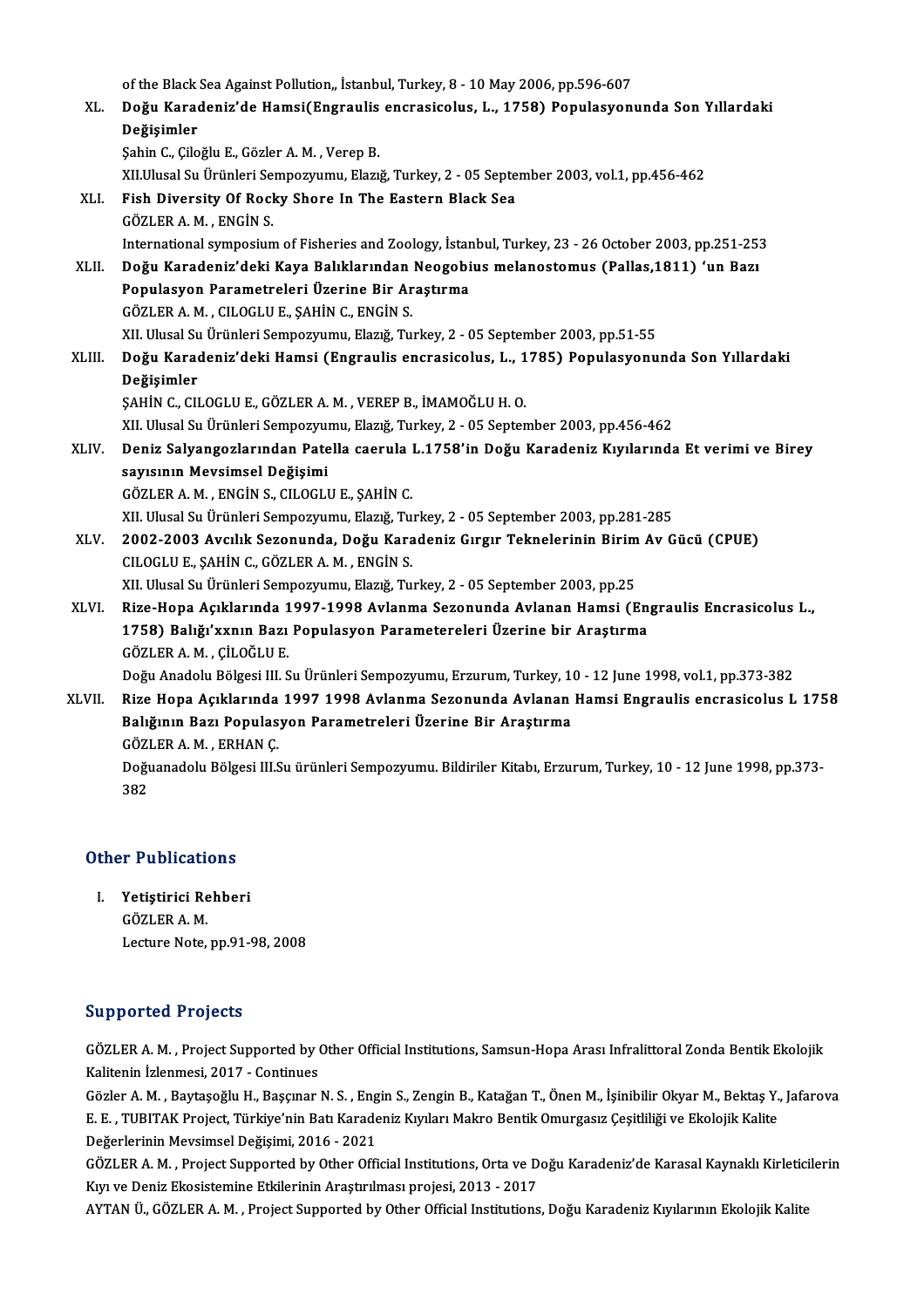of the Black Sea Against Pollution,, İstanbul, Turkey, 8 - 10 May 2006, pp.596-607

XL. **Doğu Karadeniz'de Hamsi(Engraulis encrasicolus, L., 1758) Populasyonunda Son Yıllardaki Değişimler**
Şahin C., Çiloğlu E., Gözler A. M. , Verep B.
XII.Ulusal Su Ürünleri Sempozyumu, Elazığ, Turkey, 2 - 05 September 2003, vol.1, pp.456-462

XLI. **Fish Diversity Of Rocky Shore In The Eastern Black Sea**
GÖZLER A. M. , ENGİN S.
International symposium of Fisheries and Zoology, İstanbul, Turkey, 23 - 26 October 2003, pp.251-253

XLII. **Doğu Karadeniz'deki Kaya Balıklarından Neogobius melanostomus (Pallas,1811) 'un Bazı Populasyon Parametreleri Üzerine Bir Araştırma**
GÖZLER A. M. , CILOGLU E., ŞAHİN C., ENGİN S.
XII. Ulusal Su Ürünleri Sempozyumu, Elazığ, Turkey, 2 - 05 September 2003, pp.51-55

XLIII. **Doğu Karadeniz'deki Hamsi (Engraulis encrasicolus, L., 1785) Populasyonunda Son Yıllardaki Değişimler**
ŞAHİN C., CILOGLU E., GÖZLER A. M. , VEREP B., İMAMOĞLU H. O.
XII. Ulusal Su Ürünleri Sempozyumu, Elazığ, Turkey, 2 - 05 September 2003, pp.456-462

XLIV. **Deniz Salyangozlarından Patella caerula L.1758'in Doğu Karadeniz Kıyılarında Et verimi ve Birey sayısının Mevsimsel Değişimi**
GÖZLER A. M. , ENGİN S., CILOGLU E., ŞAHİN C.
XII. Ulusal Su Ürünleri Sempozyumu, Elazığ, Turkey, 2 - 05 September 2003, pp.281-285

XLV. **2002-2003 Avcılık Sezonunda, Doğu Karadeniz Gırgır Teknelerinin Birim Av Gücü (CPUE)**
CILOGLU E., ŞAHİN C., GÖZLER A. M. , ENGİN S.
XII. Ulusal Su Ürünleri Sempozyumu, Elazığ, Turkey, 2 - 05 September 2003, pp.25

XLVI. **Rize-Hopa Açıklarında 1997-1998 Avlanma Sezonunda Avlanan Hamsi (Engraulis Encrasicolus L., 1758) Balığı'xxnın Bazı Populasyon Parametereleri Üzerine bir Araştırma**
GÖZLER A. M. , ÇİLOĞLU E.
Doğu Anadolu Bölgesi III. Su Ürünleri Sempozyumu, Erzurum, Turkey, 10 - 12 June 1998, vol.1, pp.373-382

XLVII. **Rize Hopa Açıklarında 1997 1998 Avlanma Sezonunda Avlanan Hamsi Engraulis encrasicolus L 1758 Balığının Bazı Populasyon Parametreleri Üzerine Bir Araştırma**
GÖZLER A. M. , ERHAN Ç.
Doğuanadolu Bölgesi III.Su ürünleri Sempozyumu. Bildiriler Kitabı, Erzurum, Turkey, 10 - 12 June 1998, pp.373-382

## Other Publications

I. **Yetiştirici Rehberi**
GÖZLER A. M.
Lecture Note, pp.91-98, 2008

## Supported Projects

GÖZLER A. M. , Project Supported by Other Official Institutions, Samsun-Hopa Arası Infralittoral Zonda Bentik Ekolojik Kalitenin İzlenmesi, 2017 - Continues

Gözler A. M. , Baytaşoğlu H., Başçınar N. S. , Engin S., Zengin B., Katağan T., Önen M., İşinibilir Okyar M., Bektaş Y., Jafarova E. E. , TUBITAK Project, Türkiye'nin Batı Karadeniz Kıyıları Makro Bentik Omurgasız Çeşitliliği ve Ekolojik Kalite Değerlerinin Mevsimsel Değişimi, 2016 - 2021

GÖZLER A. M. , Project Supported by Other Official Institutions, Orta ve Doğu Karadeniz'de Karasal Kaynaklı Kirleticilerin Kıyı ve Deniz Ekosistemine Etkilerinin Araştırılması projesi, 2013 - 2017

AYTAN Ü., GÖZLER A. M. , Project Supported by Other Official Institutions, Doğu Karadeniz Kıyılarının Ekolojik Kalite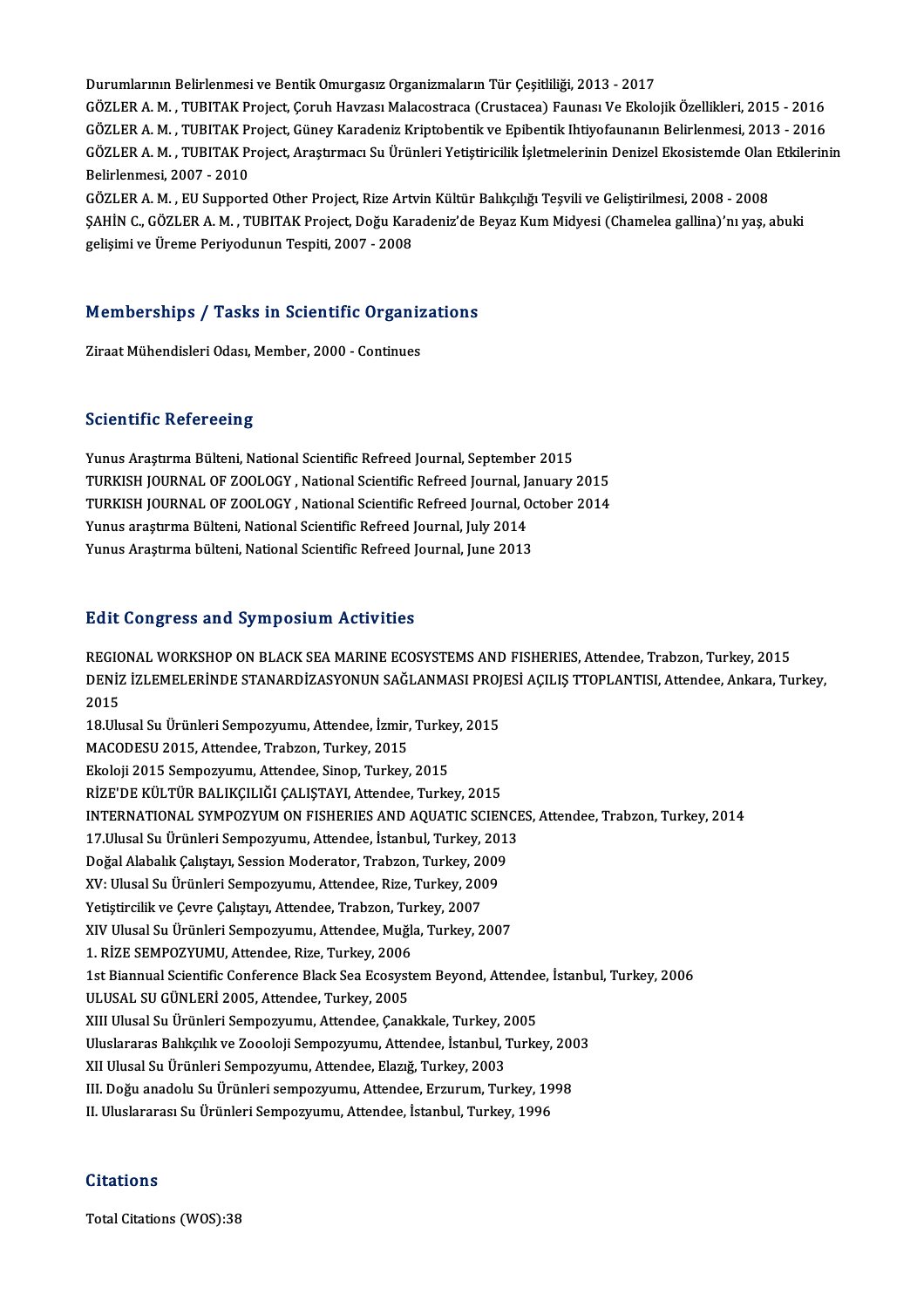Durumlarının Belirlenmesi ve Bentik Omurgasız Organizmaların Tür Çeşitliliği, 2013 - 2017
GÖZLER A. M. , TUBITAK Project, Çoruh Havzası Malacostraca (Crustacea) Faunası Ve Ekolojik Özellikleri, 2015 - 2016
GÖZLER A. M. , TUBITAK Project, Güney Karadeniz Kriptobentik ve Epibentik Ihtiyofaunanın Belirlenmesi, 2013 - 2016
GÖZLER A. M. , TUBITAK Project, Araştırmacı Su Ürünleri Yetiştiricilik İşletmelerinin Denizel Ekosistemde Olan Etkilerinin Belirlenmesi, 2007 - 2010
GÖZLER A. M. , EU Supported Other Project, Rize Artvin Kültür Balıkçılığı Teşvili ve Geliştirilmesi, 2008 - 2008
ŞAHİN C., GÖZLER A. M. , TUBITAK Project, Doğu Karadeniz'de Beyaz Kum Midyesi (Chamelea gallina)'nı yaş, abuki gelişimi ve Üreme Periyodunun Tespiti, 2007 - 2008

## Memberships / Tasks in Scientific Organizations

Ziraat Mühendisleri Odası, Member, 2000 - Continues

## Scientific Refereeing

Yunus Araştırma Bülteni, National Scientific Refreed Journal, September 2015
TURKISH JOURNAL OF ZOOLOGY , National Scientific Refreed Journal, January 2015
TURKISH JOURNAL OF ZOOLOGY , National Scientific Refreed Journal, October 2014
Yunus araştırma Bülteni, National Scientific Refreed Journal, July 2014
Yunus Araştırma bülteni, National Scientific Refreed Journal, June 2013

## Edit Congress and Symposium Activities

REGIONAL WORKSHOP ON BLACK SEA MARINE ECOSYSTEMS AND FISHERIES, Attendee, Trabzon, Turkey, 2015
DENİZ İZLEMELERİNDE STANARDİZASYONUN SAĞLANMASI PROJESİ AÇILIŞ TTOPLANTISI, Attendee, Ankara, Turkey, 2015
18.Ulusal Su Ürünleri Sempozyumu, Attendee, İzmir, Turkey, 2015
MACODESU 2015, Attendee, Trabzon, Turkey, 2015
Ekoloji 2015 Sempozyumu, Attendee, Sinop, Turkey, 2015
RİZE'DE KÜLTÜR BALIKÇILIĞI ÇALIŞTAYI, Attendee, Turkey, 2015
INTERNATIONAL SYMPOZYUM ON FISHERIES AND AQUATIC SCIENCES, Attendee, Trabzon, Turkey, 2014
17.Ulusal Su Ürünleri Sempozyumu, Attendee, İstanbul, Turkey, 2013
Doğal Alabalık Çalıştayı, Session Moderator, Trabzon, Turkey, 2009
XV: Ulusal Su Ürünleri Sempozyumu, Attendee, Rize, Turkey, 2009
Yetiştircilik ve Çevre Çalıştayı, Attendee, Trabzon, Turkey, 2007
XIV Ulusal Su Ürünleri Sempozyumu, Attendee, Muğla, Turkey, 2007
1. RİZE SEMPOZYUMU, Attendee, Rize, Turkey, 2006
1st Biannual Scientific Conference Black Sea Ecosystem Beyond, Attendee, İstanbul, Turkey, 2006
ULUSAL SU GÜNLERİ 2005, Attendee, Turkey, 2005
XIII Ulusal Su Ürünleri Sempozyumu, Attendee, Çanakkale, Turkey, 2005
Uluslararas Balıkçılık ve Zoooloji Sempozyumu, Attendee, İstanbul, Turkey, 2003
XII Ulusal Su Ürünleri Sempozyumu, Attendee, Elazığ, Turkey, 2003
III. Doğu anadolu Su Ürünleri sempozyumu, Attendee, Erzurum, Turkey, 1998
II. Uluslararası Su Ürünleri Sempozyumu, Attendee, İstanbul, Turkey, 1996

## Citations

Total Citations (WOS):38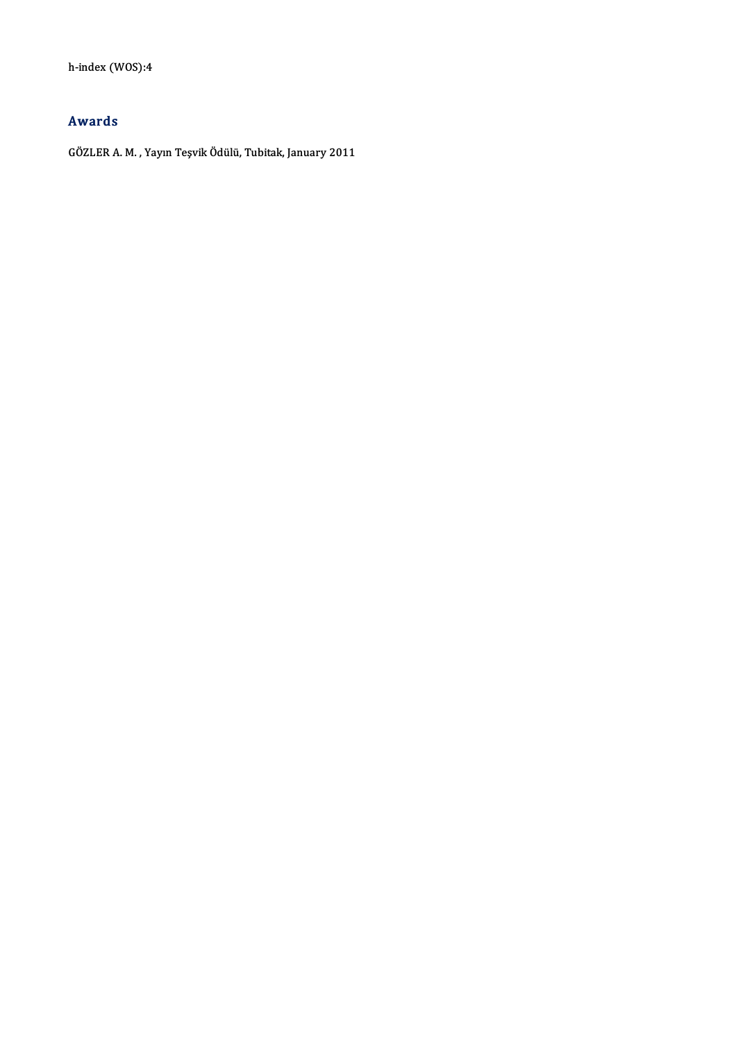h-index (WOS):4

## Awards

GÖZLER A. M. , Yayın Teşvik Ödülü, Tubitak, January 2011